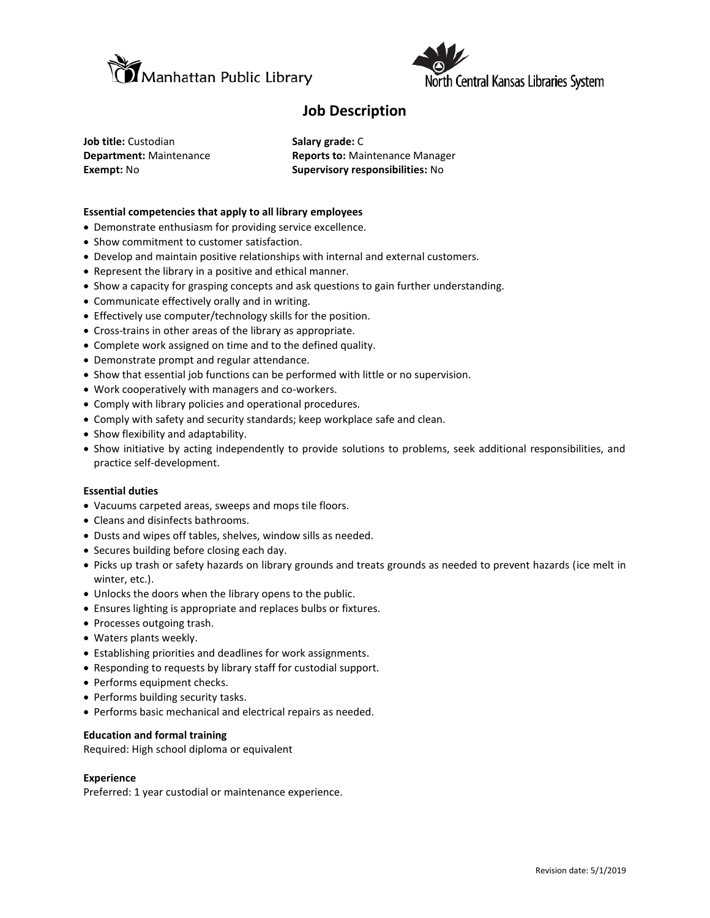Manhattan Public Library

North Central Kansas Libraries System

# Job Description

**Job title:** Custodian

**Department:** Maintenance

**Exempt:** No

**Salary grade:** C

**Reports to:** Maintenance Manager

**Supervisory responsibilities:** No

**Essential competencies that apply to all library employees**

- Demonstrate enthusiasm for providing service excellence.
- Show commitment to customer satisfaction.
- Develop and maintain positive relationships with internal and external customers.
- Represent the library in a positive and ethical manner.
- Show a capacity for grasping concepts and ask questions to gain further understanding.
- Communicate effectively orally and in writing.
- Effectively use computer/technology skills for the position.
- Cross-trains in other areas of the library as appropriate.
- Complete work assigned on time and to the defined quality.
- Demonstrate prompt and regular attendance.
- Show that essential job functions can be performed with little or no supervision.
- Work cooperatively with managers and co-workers.
- Comply with library policies and operational procedures.
- Comply with safety and security standards; keep workplace safe and clean.
- Show flexibility and adaptability.
- Show initiative by acting independently to provide solutions to problems, seek additional responsibilities, and practice self-development.

**Essential duties**

- Vacuums carpeted areas, sweeps and mops tile floors.
- Cleans and disinfects bathrooms.
- Dusts and wipes off tables, shelves, window sills as needed.
- Secures building before closing each day.
- Picks up trash or safety hazards on library grounds and treats grounds as needed to prevent hazards (ice melt in winter, etc.).
- Unlocks the doors when the library opens to the public.
- Ensures lighting is appropriate and replaces bulbs or fixtures.
- Processes outgoing trash.
- Waters plants weekly.
- Establishing priorities and deadlines for work assignments.
- Responding to requests by library staff for custodial support.
- Performs equipment checks.
- Performs building security tasks.
- Performs basic mechanical and electrical repairs as needed.

**Education and formal training**

Required: High school diploma or equivalent

**Experience**

Preferred: 1 year custodial or maintenance experience.

Revision date: 5/1/2019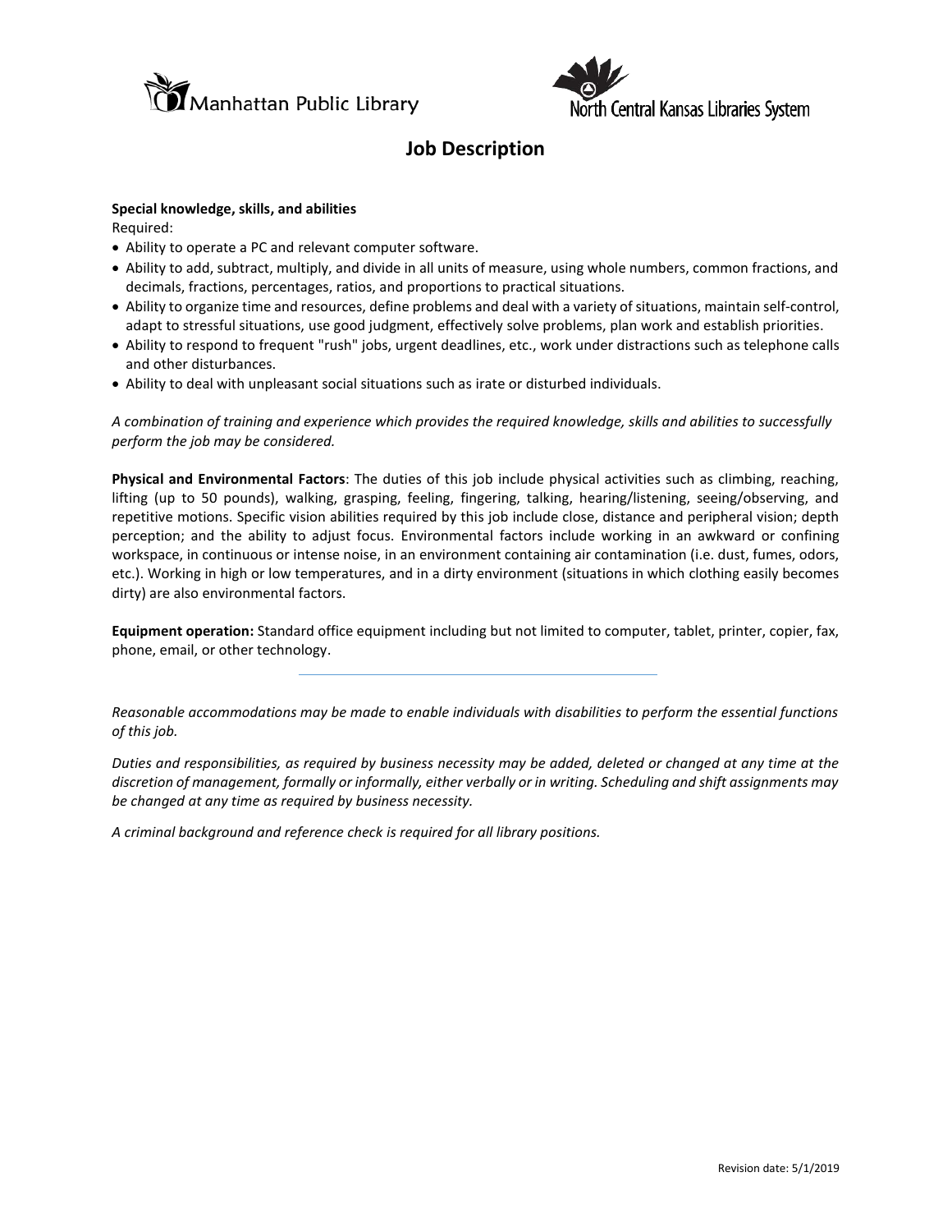## Job Description

**Special knowledge, skills, and abilities**

Required:

- Ability to operate a PC and relevant computer software.
- Ability to add, subtract, multiply, and divide in all units of measure, using whole numbers, common fractions, and decimals, fractions, percentages, ratios, and proportions to practical situations.
- Ability to organize time and resources, define problems and deal with a variety of situations, maintain self-control, adapt to stressful situations, use good judgment, effectively solve problems, plan work and establish priorities.
- Ability to respond to frequent "rush" jobs, urgent deadlines, etc., work under distractions such as telephone calls and other disturbances.
- Ability to deal with unpleasant social situations such as irate or disturbed individuals.

*A combination of training and experience which provides the required knowledge, skills and abilities to successfully perform the job may be considered.*

**Physical and Environmental Factors**: The duties of this job include physical activities such as climbing, reaching, lifting (up to 50 pounds), walking, grasping, feeling, fingering, talking, hearing/listening, seeing/observing, and repetitive motions. Specific vision abilities required by this job include close, distance and peripheral vision; depth perception; and the ability to adjust focus. Environmental factors include working in an awkward or confining workspace, in continuous or intense noise, in an environment containing air contamination (i.e. dust, fumes, odors, etc.). Working in high or low temperatures, and in a dirty environment (situations in which clothing easily becomes dirty) are also environmental factors.

**Equipment operation:** Standard office equipment including but not limited to computer, tablet, printer, copier, fax, phone, email, or other technology.

---

*Reasonable accommodations may be made to enable individuals with disabilities to perform the essential functions of this job.*

*Duties and responsibilities, as required by business necessity may be added, deleted or changed at any time at the discretion of management, formally or informally, either verbally or in writing. Scheduling and shift assignments may be changed at any time as required by business necessity.*

*A criminal background and reference check is required for all library positions.*

Revision date: 5/1/2019